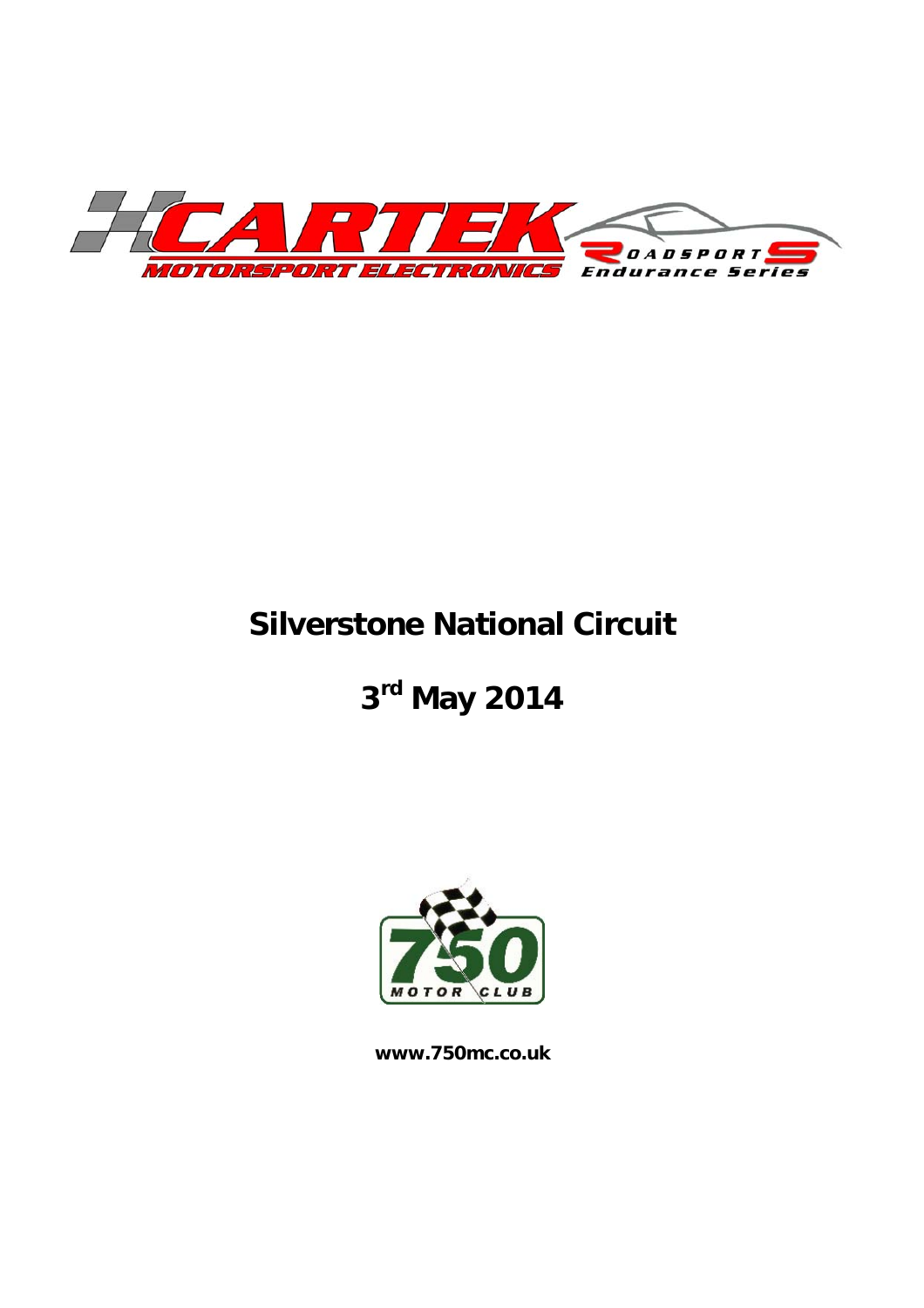CARTEK MOTORSPORT ELECTRONICS

ROADSPORTS Endurance Series

# Silverstone National Circuit

# 3rd May 2014

750 MOTOR CLUB

**www.750mc.co.uk**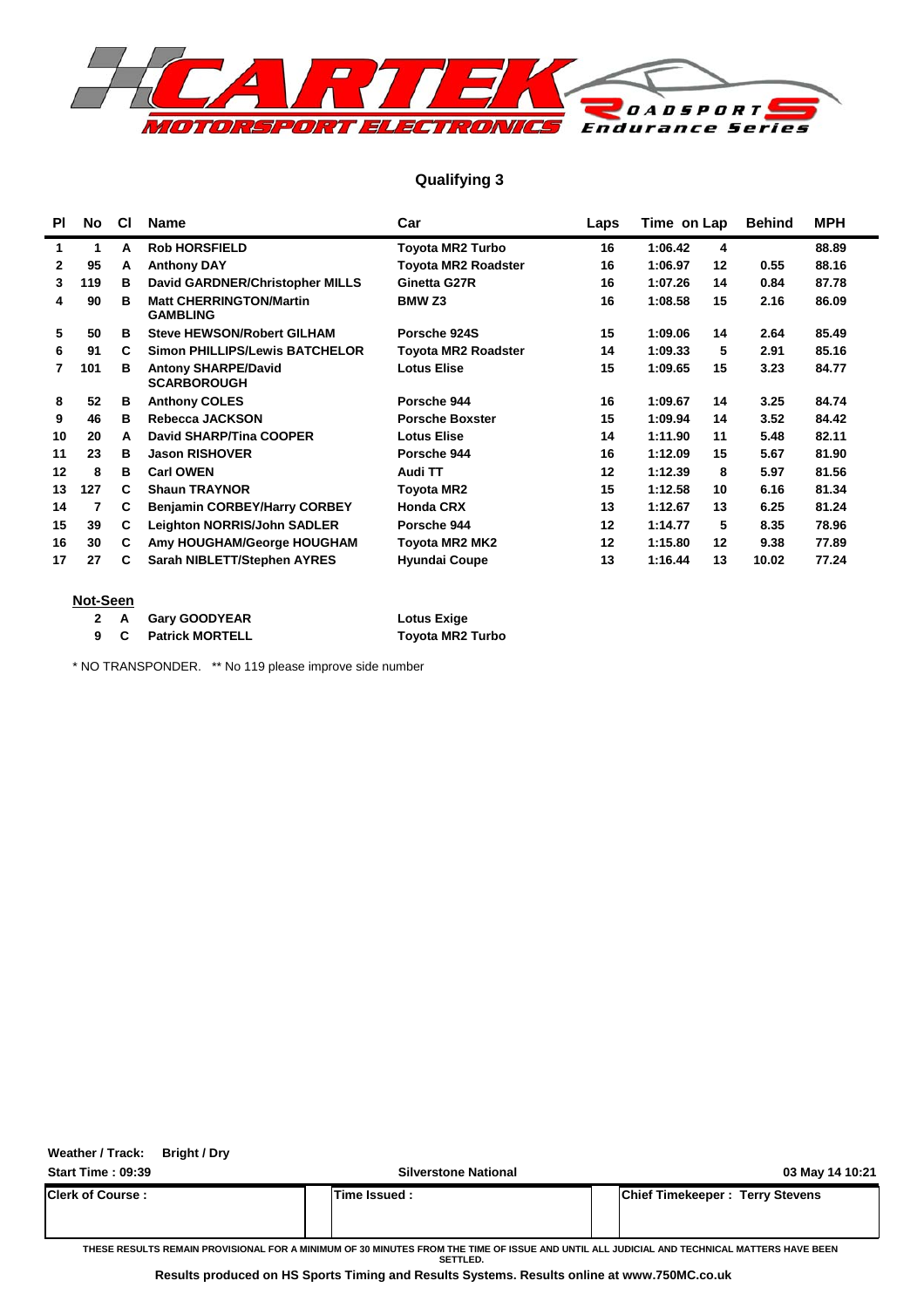# Qualifying 3

| Pl | No | Cl | Name | Car | Laps | Time | on Lap | Behind | MPH |
|---|---|---|---|---|---|---|---|---|---|
| 1 | 1 | A | Rob HORSFIELD | Toyota MR2 Turbo | 16 | 1:06.42 | 4 | | 88.89 |
| 2 | 95 | A | Anthony DAY | Toyota MR2 Roadster | 16 | 1:06.97 | 12 | 0.55 | 88.16 |
| 3 | 119 | B | David GARDNER/Christopher MILLS | Ginetta G27R | 16 | 1:07.26 | 14 | 0.84 | 87.78 |
| 4 | 90 | B | Matt CHERRINGTON/Martin GAMBLING | BMW Z3 | 16 | 1:08.58 | 15 | 2.16 | 86.09 |
| 5 | 50 | B | Steve HEWSON/Robert GILHAM | Porsche 924S | 15 | 1:09.06 | 14 | 2.64 | 85.49 |
| 6 | 91 | C | Simon PHILLIPS/Lewis BATCHELOR | Toyota MR2 Roadster | 14 | 1:09.33 | 5 | 2.91 | 85.16 |
| 7 | 101 | B | Antony SHARPE/David SCARBOROUGH | Lotus Elise | 15 | 1:09.65 | 15 | 3.23 | 84.77 |
| 8 | 52 | B | Anthony COLES | Porsche 944 | 16 | 1:09.67 | 14 | 3.25 | 84.74 |
| 9 | 46 | B | Rebecca JACKSON | Porsche Boxster | 15 | 1:09.94 | 14 | 3.52 | 84.42 |
| 10 | 20 | A | David SHARP/Tina COOPER | Lotus Elise | 14 | 1:11.90 | 11 | 5.48 | 82.11 |
| 11 | 23 | B | Jason RISHOVER | Porsche 944 | 16 | 1:12.09 | 15 | 5.67 | 81.90 |
| 12 | 8 | B | Carl OWEN | Audi TT | 12 | 1:12.39 | 8 | 5.97 | 81.56 |
| 13 | 127 | C | Shaun TRAYNOR | Toyota MR2 | 15 | 1:12.58 | 10 | 6.16 | 81.34 |
| 14 | 7 | C | Benjamin CORBEY/Harry CORBEY | Honda CRX | 13 | 1:12.67 | 13 | 6.25 | 81.24 |
| 15 | 39 | C | Leighton NORRIS/John SADLER | Porsche 944 | 12 | 1:14.77 | 5 | 8.35 | 78.96 |
| 16 | 30 | C | Amy HOUGHAM/George HOUGHAM | Toyota MR2 MK2 | 12 | 1:15.80 | 12 | 9.38 | 77.89 |
| 17 | 27 | C | Sarah NIBLETT/Stephen AYRES | Hyundai Coupe | 13 | 1:16.44 | 13 | 10.02 | 77.24 |

**Not-Seen**

| No | Cl | Name | Car |
|---|---|---|---|
| 2 | A | Gary GOODYEAR | Lotus Exige |
| 9 | C | Patrick MORTELL | Toyota MR2 Turbo |

* NO TRANSPONDER. ** No 119 please improve side number

**Weather / Track:** Bright / Dry

**Start Time : 09:39** — **Silverstone National** — **03 May 14 10:21**

| Clerk of Course : | Time Issued : | Chief Timekeeper : Terry Stevens |
|---|---|---|

THESE RESULTS REMAIN PROVISIONAL FOR A MINIMUM OF 30 MINUTES FROM THE TIME OF ISSUE AND UNTIL ALL JUDICIAL AND TECHNICAL MATTERS HAVE BEEN SETTLED.

**Results produced on HS Sports Timing and Results Systems. Results online at www.750MC.co.uk**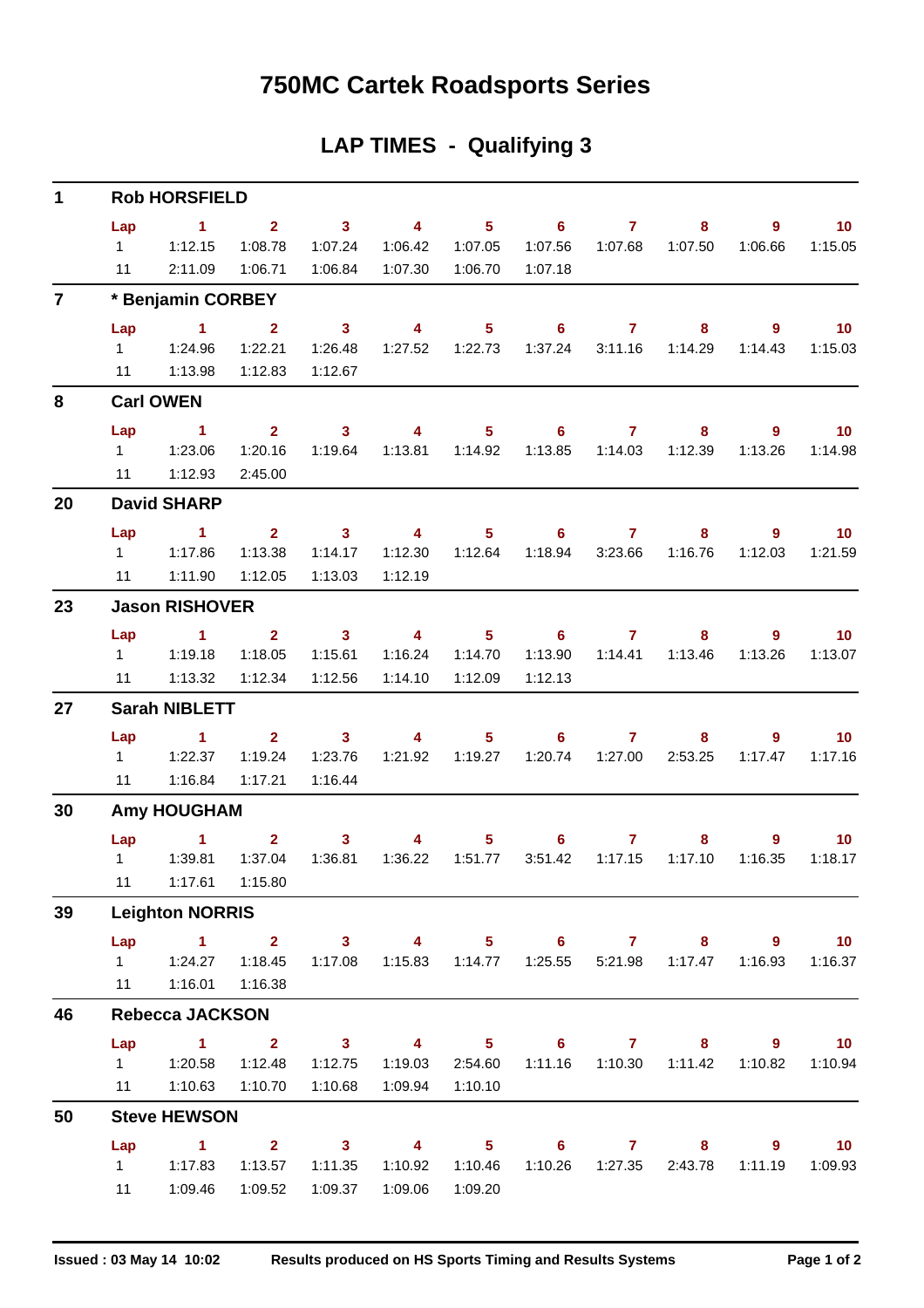# 750MC Cartek Roadsports Series

## LAP TIMES - Qualifying 3

### 1 Rob HORSFIELD

| Lap | 1 | 2 | 3 | 4 | 5 | 6 | 7 | 8 | 9 | 10 |
|---|---|---|---|---|---|---|---|---|---|---|
| 1 | 1:12.15 | 1:08.78 | 1:07.24 | 1:06.42 | 1:07.05 | 1:07.56 | 1:07.68 | 1:07.50 | 1:06.66 | 1:15.05 |
| 11 | 2:11.09 | 1:06.71 | 1:06.84 | 1:07.30 | 1:06.70 | 1:07.18 | | | | |

### 7 * Benjamin CORBEY

| Lap | 1 | 2 | 3 | 4 | 5 | 6 | 7 | 8 | 9 | 10 |
|---|---|---|---|---|---|---|---|---|---|---|
| 1 | 1:24.96 | 1:22.21 | 1:26.48 | 1:27.52 | 1:22.73 | 1:37.24 | 3:11.16 | 1:14.29 | 1:14.43 | 1:15.03 |
| 11 | 1:13.98 | 1:12.83 | 1:12.67 | | | | | | | |

### 8 Carl OWEN

| Lap | 1 | 2 | 3 | 4 | 5 | 6 | 7 | 8 | 9 | 10 |
|---|---|---|---|---|---|---|---|---|---|---|
| 1 | 1:23.06 | 1:20.16 | 1:19.64 | 1:13.81 | 1:14.92 | 1:13.85 | 1:14.03 | 1:12.39 | 1:13.26 | 1:14.98 |
| 11 | 1:12.93 | 2:45.00 | | | | | | | | |

### 20 David SHARP

| Lap | 1 | 2 | 3 | 4 | 5 | 6 | 7 | 8 | 9 | 10 |
|---|---|---|---|---|---|---|---|---|---|---|
| 1 | 1:17.86 | 1:13.38 | 1:14.17 | 1:12.30 | 1:12.64 | 1:18.94 | 3:23.66 | 1:16.76 | 1:12.03 | 1:21.59 |
| 11 | 1:11.90 | 1:12.05 | 1:13.03 | 1:12.19 | | | | | | |

### 23 Jason RISHOVER

| Lap | 1 | 2 | 3 | 4 | 5 | 6 | 7 | 8 | 9 | 10 |
|---|---|---|---|---|---|---|---|---|---|---|
| 1 | 1:19.18 | 1:18.05 | 1:15.61 | 1:16.24 | 1:14.70 | 1:13.90 | 1:14.41 | 1:13.46 | 1:13.26 | 1:13.07 |
| 11 | 1:13.32 | 1:12.34 | 1:12.56 | 1:14.10 | 1:12.09 | 1:12.13 | | | | |

### 27 Sarah NIBLETT

| Lap | 1 | 2 | 3 | 4 | 5 | 6 | 7 | 8 | 9 | 10 |
|---|---|---|---|---|---|---|---|---|---|---|
| 1 | 1:22.37 | 1:19.24 | 1:23.76 | 1:21.92 | 1:19.27 | 1:20.74 | 1:27.00 | 2:53.25 | 1:17.47 | 1:17.16 |
| 11 | 1:16.84 | 1:17.21 | 1:16.44 | | | | | | | |

### 30 Amy HOUGHAM

| Lap | 1 | 2 | 3 | 4 | 5 | 6 | 7 | 8 | 9 | 10 |
|---|---|---|---|---|---|---|---|---|---|---|
| 1 | 1:39.81 | 1:37.04 | 1:36.81 | 1:36.22 | 1:51.77 | 3:51.42 | 1:17.15 | 1:17.10 | 1:16.35 | 1:18.17 |
| 11 | 1:17.61 | 1:15.80 | | | | | | | | |

### 39 Leighton NORRIS

| Lap | 1 | 2 | 3 | 4 | 5 | 6 | 7 | 8 | 9 | 10 |
|---|---|---|---|---|---|---|---|---|---|---|
| 1 | 1:24.27 | 1:18.45 | 1:17.08 | 1:15.83 | 1:14.77 | 1:25.55 | 5:21.98 | 1:17.47 | 1:16.93 | 1:16.37 |
| 11 | 1:16.01 | 1:16.38 | | | | | | | | |

### 46 Rebecca JACKSON

| Lap | 1 | 2 | 3 | 4 | 5 | 6 | 7 | 8 | 9 | 10 |
|---|---|---|---|---|---|---|---|---|---|---|
| 1 | 1:20.58 | 1:12.48 | 1:12.75 | 1:19.03 | 2:54.60 | 1:11.16 | 1:10.30 | 1:11.42 | 1:10.82 | 1:10.94 |
| 11 | 1:10.63 | 1:10.70 | 1:10.68 | 1:09.94 | 1:10.10 | | | | | |

### 50 Steve HEWSON

| Lap | 1 | 2 | 3 | 4 | 5 | 6 | 7 | 8 | 9 | 10 |
|---|---|---|---|---|---|---|---|---|---|---|
| 1 | 1:17.83 | 1:13.57 | 1:11.35 | 1:10.92 | 1:10.46 | 1:10.26 | 1:27.35 | 2:43.78 | 1:11.19 | 1:09.93 |
| 11 | 1:09.46 | 1:09.52 | 1:09.37 | 1:09.06 | 1:09.20 | | | | | |

**Issued : 03 May 14 10:02** **Results produced on HS Sports Timing and Results Systems**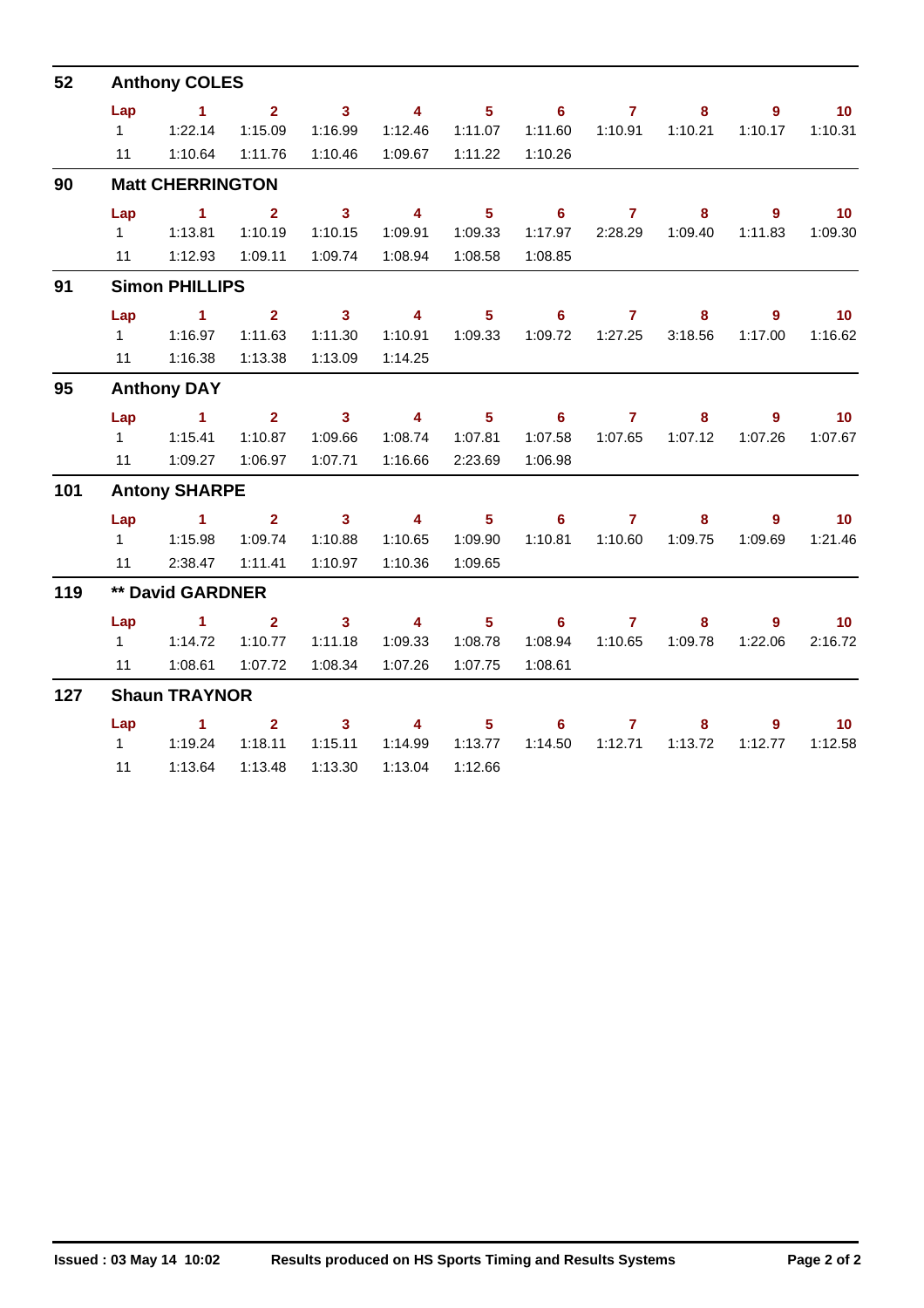## 52 Anthony COLES

| Lap | 1 | 2 | 3 | 4 | 5 | 6 | 7 | 8 | 9 | 10 |
|---|---|---|---|---|---|---|---|---|---|---|
| 1 | 1:22.14 | 1:15.09 | 1:16.99 | 1:12.46 | 1:11.07 | 1:11.60 | 1:10.91 | 1:10.21 | 1:10.17 | 1:10.31 |
| 11 | 1:10.64 | 1:11.76 | 1:10.46 | 1:09.67 | 1:11.22 | 1:10.26 | | | | |

## 90 Matt CHERRINGTON

| Lap | 1 | 2 | 3 | 4 | 5 | 6 | 7 | 8 | 9 | 10 |
|---|---|---|---|---|---|---|---|---|---|---|
| 1 | 1:13.81 | 1:10.19 | 1:10.15 | 1:09.91 | 1:09.33 | 1:17.97 | 2:28.29 | 1:09.40 | 1:11.83 | 1:09.30 |
| 11 | 1:12.93 | 1:09.11 | 1:09.74 | 1:08.94 | 1:08.58 | 1:08.85 | | | | |

## 91 Simon PHILLIPS

| Lap | 1 | 2 | 3 | 4 | 5 | 6 | 7 | 8 | 9 | 10 |
|---|---|---|---|---|---|---|---|---|---|---|
| 1 | 1:16.97 | 1:11.63 | 1:11.30 | 1:10.91 | 1:09.33 | 1:09.72 | 1:27.25 | 3:18.56 | 1:17.00 | 1:16.62 |
| 11 | 1:16.38 | 1:13.38 | 1:13.09 | 1:14.25 | | | | | | |

## 95 Anthony DAY

| Lap | 1 | 2 | 3 | 4 | 5 | 6 | 7 | 8 | 9 | 10 |
|---|---|---|---|---|---|---|---|---|---|---|
| 1 | 1:15.41 | 1:10.87 | 1:09.66 | 1:08.74 | 1:07.81 | 1:07.58 | 1:07.65 | 1:07.12 | 1:07.26 | 1:07.67 |
| 11 | 1:09.27 | 1:06.97 | 1:07.71 | 1:16.66 | 2:23.69 | 1:06.98 | | | | |

## 101 Antony SHARPE

| Lap | 1 | 2 | 3 | 4 | 5 | 6 | 7 | 8 | 9 | 10 |
|---|---|---|---|---|---|---|---|---|---|---|
| 1 | 1:15.98 | 1:09.74 | 1:10.88 | 1:10.65 | 1:09.90 | 1:10.81 | 1:10.60 | 1:09.75 | 1:09.69 | 1:21.46 |
| 11 | 2:38.47 | 1:11.41 | 1:10.97 | 1:10.36 | 1:09.65 | | | | | |

## 119 ** David GARDNER

| Lap | 1 | 2 | 3 | 4 | 5 | 6 | 7 | 8 | 9 | 10 |
|---|---|---|---|---|---|---|---|---|---|---|
| 1 | 1:14.72 | 1:10.77 | 1:11.18 | 1:09.33 | 1:08.78 | 1:08.94 | 1:10.65 | 1:09.78 | 1:22.06 | 2:16.72 |
| 11 | 1:08.61 | 1:07.72 | 1:08.34 | 1:07.26 | 1:07.75 | 1:08.61 | | | | |

## 127 Shaun TRAYNOR

| Lap | 1 | 2 | 3 | 4 | 5 | 6 | 7 | 8 | 9 | 10 |
|---|---|---|---|---|---|---|---|---|---|---|
| 1 | 1:19.24 | 1:18.11 | 1:15.11 | 1:14.99 | 1:13.77 | 1:14.50 | 1:12.71 | 1:13.72 | 1:12.77 | 1:12.58 |
| 11 | 1:13.64 | 1:13.48 | 1:13.30 | 1:13.04 | 1:12.66 | | | | | |

**Issued : 03 May 14 10:02** **Results produced on HS Sports Timing and Results Systems**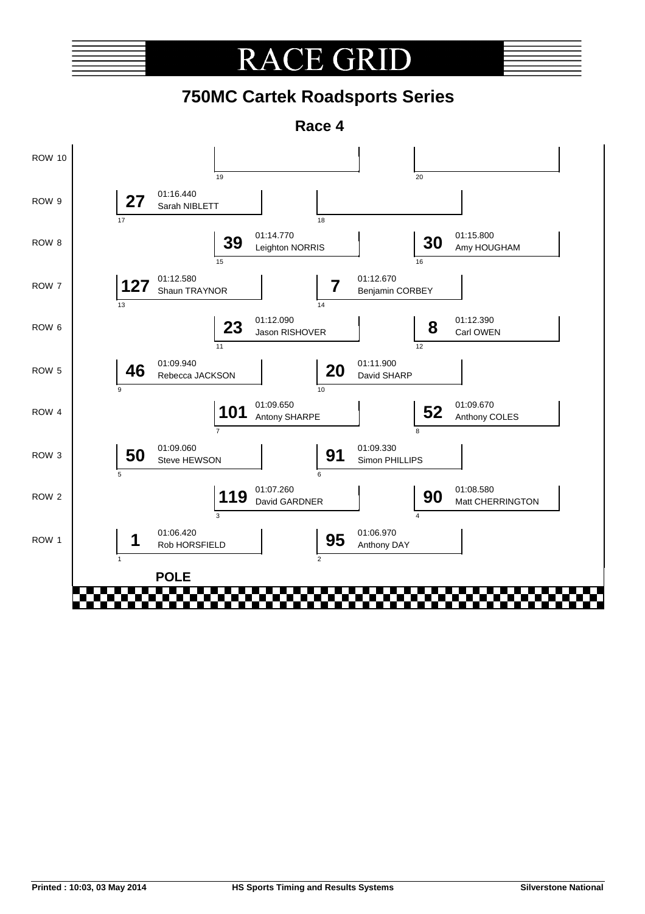# RACE GRID

## 750MC Cartek Roadsports Series

### Race 4

| Row | Position | No. | Driver | Time |
|---|---|---|---|---|
| ROW 10 | 19 | | | |
| ROW 10 | 20 | | | |
| ROW 9 | 17 | 27 | Sarah NIBLETT | 01:16.440 |
| ROW 9 | 18 | | | |
| ROW 8 | 15 | 39 | Leighton NORRIS | 01:14.770 |
| ROW 8 | 16 | 30 | Amy HOUGHAM | 01:15.800 |
| ROW 7 | 13 | 127 | Shaun TRAYNOR | 01:12.580 |
| ROW 7 | 14 | 7 | Benjamin CORBEY | 01:12.670 |
| ROW 6 | 11 | 23 | Jason RISHOVER | 01:12.090 |
| ROW 6 | 12 | 8 | Carl OWEN | 01:12.390 |
| ROW 5 | 9 | 46 | Rebecca JACKSON | 01:09.940 |
| ROW 5 | 10 | 20 | David SHARP | 01:11.900 |
| ROW 4 | 7 | 101 | Antony SHARPE | 01:09.650 |
| ROW 4 | 8 | 52 | Anthony COLES | 01:09.670 |
| ROW 3 | 5 | 50 | Steve HEWSON | 01:09.060 |
| ROW 3 | 6 | 91 | Simon PHILLIPS | 01:09.330 |
| ROW 2 | 3 | 119 | David GARDNER | 01:07.260 |
| ROW 2 | 4 | 90 | Matt CHERRINGTON | 01:08.580 |
| ROW 1 | 1 | 1 | Rob HORSFIELD | 01:06.420 |
| ROW 1 | 2 | 95 | Anthony DAY | 01:06.970 |

**POLE**

Printed : 10:03, 03 May 2014 | HS Sports Timing and Results Systems | Silverstone National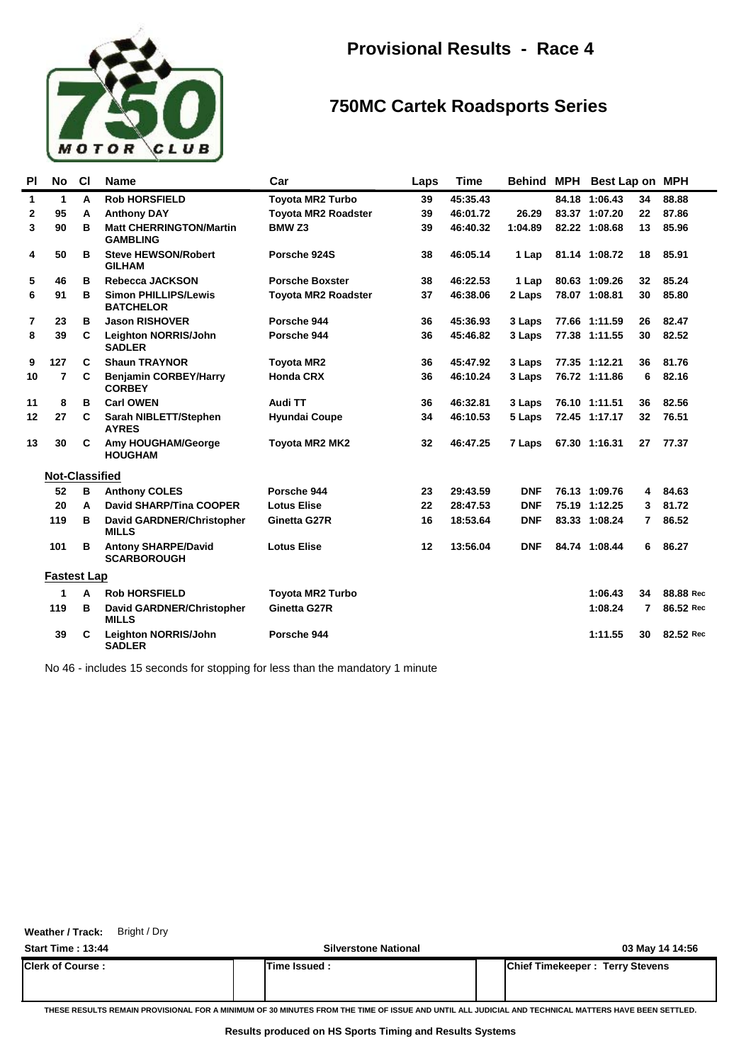# Provisional Results - Race 4

## 750MC Cartek Roadsports Series

| Pl | No | Cl | Name | Car | Laps | Time | Behind | MPH | Best Lap | on | MPH |
|---|---|---|---|---|---|---|---|---|---|---|---|
| 1 | 1 | A | Rob HORSFIELD | Toyota MR2 Turbo | 39 | 45:35.43 | | 84.18 | 1:06.43 | 34 | 88.88 |
| 2 | 95 | A | Anthony DAY | Toyota MR2 Roadster | 39 | 46:01.72 | 26.29 | 83.37 | 1:07.20 | 22 | 87.86 |
| 3 | 90 | B | Matt CHERRINGTON/Martin GAMBLING | BMW Z3 | 39 | 46:40.32 | 1:04.89 | 82.22 | 1:08.68 | 13 | 85.96 |
| 4 | 50 | B | Steve HEWSON/Robert GILHAM | Porsche 924S | 38 | 46:05.14 | 1 Lap | 81.14 | 1:08.72 | 18 | 85.91 |
| 5 | 46 | B | Rebecca JACKSON | Porsche Boxster | 38 | 46:22.53 | 1 Lap | 80.63 | 1:09.26 | 32 | 85.24 |
| 6 | 91 | B | Simon PHILLIPS/Lewis BATCHELOR | Toyota MR2 Roadster | 37 | 46:38.06 | 2 Laps | 78.07 | 1:08.81 | 30 | 85.80 |
| 7 | 23 | B | Jason RISHOVER | Porsche 944 | 36 | 45:36.93 | 3 Laps | 77.66 | 1:11.59 | 26 | 82.47 |
| 8 | 39 | C | Leighton NORRIS/John SADLER | Porsche 944 | 36 | 45:46.82 | 3 Laps | 77.38 | 1:11.55 | 30 | 82.52 |
| 9 | 127 | C | Shaun TRAYNOR | Toyota MR2 | 36 | 45:47.92 | 3 Laps | 77.35 | 1:12.21 | 36 | 81.76 |
| 10 | 7 | C | Benjamin CORBEY/Harry CORBEY | Honda CRX | 36 | 46:10.24 | 3 Laps | 76.72 | 1:11.86 | 6 | 82.16 |
| 11 | 8 | B | Carl OWEN | Audi TT | 36 | 46:32.81 | 3 Laps | 76.10 | 1:11.51 | 36 | 82.56 |
| 12 | 27 | C | Sarah NIBLETT/Stephen AYRES | Hyundai Coupe | 34 | 46:10.53 | 5 Laps | 72.45 | 1:17.17 | 32 | 76.51 |
| 13 | 30 | C | Amy HOUGHAM/George HOUGHAM | Toyota MR2 MK2 | 32 | 46:47.25 | 7 Laps | 67.30 | 1:16.31 | 27 | 77.37 |
| **Not-Classified** | | | | | | | | | | | |
| | 52 | B | Anthony COLES | Porsche 944 | 23 | 29:43.59 | DNF | 76.13 | 1:09.76 | 4 | 84.63 |
| | 20 | A | David SHARP/Tina COOPER | Lotus Elise | 22 | 28:47.53 | DNF | 75.19 | 1:12.25 | 3 | 81.72 |
| | 119 | B | David GARDNER/Christopher MILLS | Ginetta G27R | 16 | 18:53.64 | DNF | 83.33 | 1:08.24 | 7 | 86.52 |
| | 101 | B | Antony SHARPE/David SCARBOROUGH | Lotus Elise | 12 | 13:56.04 | DNF | 84.74 | 1:08.44 | 6 | 86.27 |
| **Fastest Lap** | | | | | | | | | | | |
| | 1 | A | Rob HORSFIELD | Toyota MR2 Turbo | | | | | 1:06.43 | 34 | 88.88 Rec |
| | 119 | B | David GARDNER/Christopher MILLS | Ginetta G27R | | | | | 1:08.24 | 7 | 86.52 Rec |
| | 39 | C | Leighton NORRIS/John SADLER | Porsche 944 | | | | | 1:11.55 | 30 | 82.52 Rec |

No 46 - includes 15 seconds for stopping for less than the mandatory 1 minute

**Weather / Track:** Bright / Dry

**Start Time : 13:44** | **Silverstone National** | **03 May 14 14:56**

| Clerk of Course : | Time Issued : | Chief Timekeeper : Terry Stevens |
|---|---|---|

THESE RESULTS REMAIN PROVISIONAL FOR A MINIMUM OF 30 MINUTES FROM THE TIME OF ISSUE AND UNTIL ALL JUDICIAL AND TECHNICAL MATTERS HAVE BEEN SETTLED.

**Results produced on HS Sports Timing and Results Systems**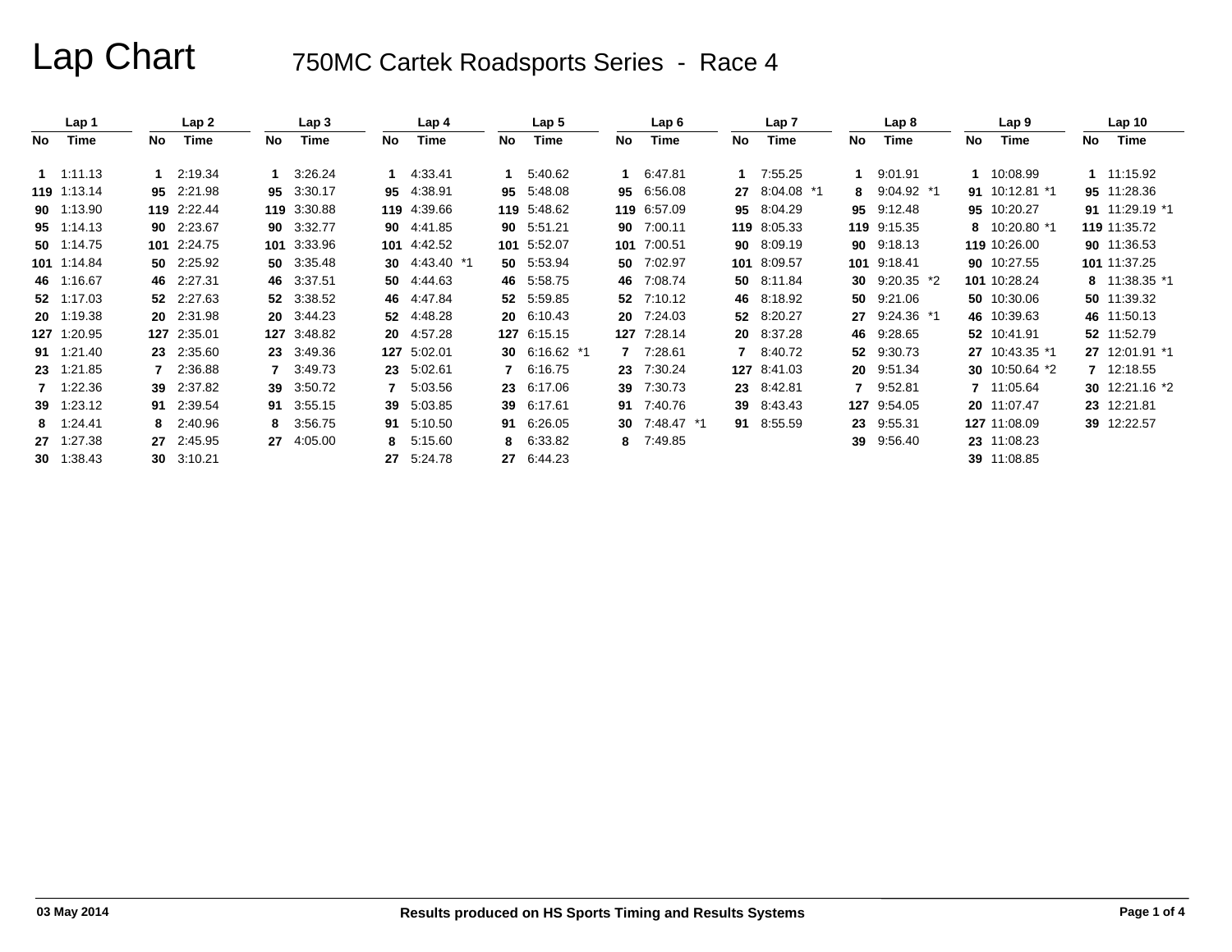# Lap Chart

## 750MC Cartek Roadsports Series - Race 4

| Lap 1 | | Lap 2 | | Lap 3 | | Lap 4 | | Lap 5 | | Lap 6 | | Lap 7 | | Lap 8 | | Lap 9 | | Lap 10 | |
|---|---|---|---|---|---|---|---|---|---|---|---|---|---|---|---|---|---|---|---|
| No | Time | No | Time | No | Time | No | Time | No | Time | No | Time | No | Time | No | Time | No | Time | No | Time |
| 1 | 1:11.13 | 1 | 2:19.34 | 1 | 3:26.24 | 1 | 4:33.41 | 1 | 5:40.62 | 1 | 6:47.81 | 1 | 7:55.25 | 1 | 9:01.91 | 1 | 10:08.99 | 1 | 11:15.92 |
| 119 | 1:13.14 | 95 | 2:21.98 | 95 | 3:30.17 | 95 | 4:38.91 | 95 | 5:48.08 | 95 | 6:56.08 | 27 | 8:04.08 *1 | 8 | 9:04.92 *1 | 91 | 10:12.81 *1 | 95 | 11:28.36 |
| 90 | 1:13.90 | 119 | 2:22.44 | 119 | 3:30.88 | 119 | 4:39.66 | 119 | 5:48.62 | 119 | 6:57.09 | 95 | 8:04.29 | 95 | 9:12.48 | 95 | 10:20.27 | 91 | 11:29.19 *1 |
| 95 | 1:14.13 | 90 | 2:23.67 | 90 | 3:32.77 | 90 | 4:41.85 | 90 | 5:51.21 | 90 | 7:00.11 | 119 | 8:05.33 | 119 | 9:15.35 | 8 | 10:20.80 *1 | 119 | 11:35.72 |
| 50 | 1:14.75 | 101 | 2:24.75 | 101 | 3:33.96 | 101 | 4:42.52 | 101 | 5:52.07 | 101 | 7:00.51 | 90 | 8:09.19 | 90 | 9:18.13 | 119 | 10:26.00 | 90 | 11:36.53 |
| 101 | 1:14.84 | 50 | 2:25.92 | 50 | 3:35.48 | 30 | 4:43.40 *1 | 50 | 5:53.94 | 50 | 7:02.97 | 101 | 8:09.57 | 101 | 9:18.41 | 90 | 10:27.55 | 101 | 11:37.25 |
| 46 | 1:16.67 | 46 | 2:27.31 | 46 | 3:37.51 | 50 | 4:44.63 | 46 | 5:58.75 | 46 | 7:08.74 | 50 | 8:11.84 | 30 | 9:20.35 *2 | 101 | 10:28.24 | 8 | 11:38.35 *1 |
| 52 | 1:17.03 | 52 | 2:27.63 | 52 | 3:38.52 | 46 | 4:47.84 | 52 | 5:59.85 | 52 | 7:10.12 | 46 | 8:18.92 | 50 | 9:21.06 | 50 | 10:30.06 | 50 | 11:39.32 |
| 20 | 1:19.38 | 20 | 2:31.98 | 20 | 3:44.23 | 52 | 4:48.28 | 20 | 6:10.43 | 20 | 7:24.03 | 52 | 8:20.27 | 27 | 9:24.36 *1 | 46 | 10:39.63 | 46 | 11:50.13 |
| 127 | 1:20.95 | 127 | 2:35.01 | 127 | 3:48.82 | 20 | 4:57.28 | 127 | 6:15.15 | 127 | 7:28.14 | 20 | 8:37.28 | 46 | 9:28.65 | 52 | 10:41.91 | 52 | 11:52.79 |
| 91 | 1:21.40 | 23 | 2:35.60 | 23 | 3:49.36 | 127 | 5:02.01 | 30 | 6:16.62 *1 | 7 | 7:28.61 | 7 | 8:40.72 | 52 | 9:30.73 | 27 | 10:43.35 *1 | 27 | 12:01.91 *1 |
| 23 | 1:21.85 | 7 | 2:36.88 | 7 | 3:49.73 | 23 | 5:02.61 | 7 | 6:16.75 | 23 | 7:30.24 | 127 | 8:41.03 | 20 | 9:51.34 | 30 | 10:50.64 *2 | 7 | 12:18.55 |
| 7 | 1:22.36 | 39 | 2:37.82 | 39 | 3:50.72 | 7 | 5:03.56 | 23 | 6:17.06 | 39 | 7:30.73 | 23 | 8:42.81 | 7 | 9:52.81 | 7 | 11:05.64 | 30 | 12:21.16 *2 |
| 39 | 1:23.12 | 91 | 2:39.54 | 91 | 3:55.15 | 39 | 5:03.85 | 39 | 6:17.61 | 91 | 7:40.76 | 39 | 8:43.43 | 127 | 9:54.05 | 20 | 11:07.47 | 23 | 12:21.81 |
| 8 | 1:24.41 | 8 | 2:40.96 | 8 | 3:56.75 | 91 | 5:10.50 | 91 | 6:26.05 | 30 | 7:48.47 *1 | 91 | 8:55.59 | 23 | 9:55.31 | 127 | 11:08.09 | 39 | 12:22.57 |
| 27 | 1:27.38 | 27 | 2:45.95 | 27 | 4:05.00 | 8 | 5:15.60 | 8 | 6:33.82 | 8 | 7:49.85 | | | 39 | 9:56.40 | 23 | 11:08.23 | | |
| 30 | 1:38.43 | 30 | 3:10.21 | | | 27 | 5:24.78 | 27 | 6:44.23 | | | | | | | 39 | 11:08.85 | | |

03 May 2014 — Results produced on HS Sports Timing and Results Systems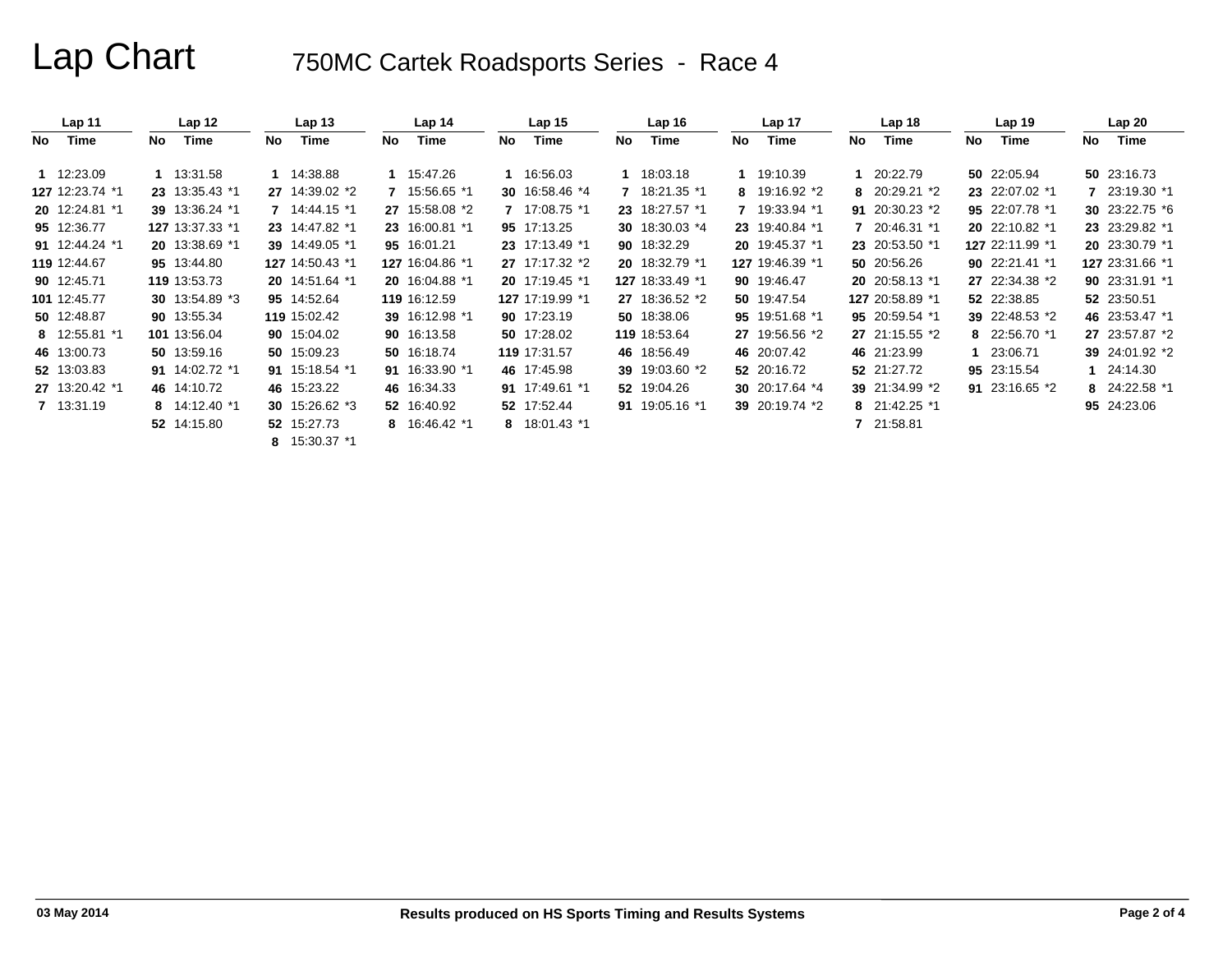# Lap Chart

## 750MC Cartek Roadsports Series - Race 4

| Lap 11 | | Lap 12 | | Lap 13 | | Lap 14 | | Lap 15 | | Lap 16 | | Lap 17 | | Lap 18 | | Lap 19 | | Lap 20 | |
|---|---|---|---|---|---|---|---|---|---|---|---|---|---|---|---|---|---|---|---|
| No | Time | No | Time | No | Time | No | Time | No | Time | No | Time | No | Time | No | Time | No | Time | No | Time |
| 1 | 12:23.09 | 1 | 13:31.58 | 1 | 14:38.88 | 1 | 15:47.26 | 1 | 16:56.03 | 1 | 18:03.18 | 1 | 19:10.39 | 1 | 20:22.79 | 50 | 22:05.94 | 50 | 23:16.73 |
| 127 | 12:23.74 *1 | 23 | 13:35.43 *1 | 27 | 14:39.02 *2 | 7 | 15:56.65 *1 | 30 | 16:58.46 *4 | 7 | 18:21.35 *1 | 8 | 19:16.92 *2 | 8 | 20:29.21 *2 | 23 | 22:07.02 *1 | 7 | 23:19.30 *1 |
| 20 | 12:24.81 *1 | 39 | 13:36.24 *1 | 7 | 14:44.15 *1 | 27 | 15:58.08 *2 | 7 | 17:08.75 *1 | 23 | 18:27.57 *1 | 7 | 19:33.94 *1 | 91 | 20:30.23 *2 | 95 | 22:07.78 *1 | 30 | 23:22.75 *6 |
| 95 | 12:36.77 | 127 | 13:37.33 *1 | 23 | 14:47.82 *1 | 23 | 16:00.81 *1 | 95 | 17:13.25 | 30 | 18:30.03 *4 | 23 | 19:40.84 *1 | 7 | 20:46.31 *1 | 20 | 22:10.82 *1 | 23 | 23:29.82 *1 |
| 91 | 12:44.24 *1 | 20 | 13:38.69 *1 | 39 | 14:49.05 *1 | 95 | 16:01.21 | 23 | 17:13.49 *1 | 90 | 18:32.29 | 20 | 19:45.37 *1 | 23 | 20:53.50 *1 | 127 | 22:11.99 *1 | 20 | 23:30.79 *1 |
| 119 | 12:44.67 | 95 | 13:44.80 | 127 | 14:50.43 *1 | 127 | 16:04.86 *1 | 27 | 17:17.32 *2 | 20 | 18:32.79 *1 | 127 | 19:46.39 *1 | 50 | 20:56.26 | 90 | 22:21.41 *1 | 127 | 23:31.66 *1 |
| 90 | 12:45.71 | 119 | 13:53.73 | 20 | 14:51.64 *1 | 20 | 16:04.88 *1 | 20 | 17:19.45 *1 | 127 | 18:33.49 *1 | 90 | 19:46.47 | 20 | 20:58.13 *1 | 27 | 22:34.38 *2 | 90 | 23:31.91 *1 |
| 101 | 12:45.77 | 30 | 13:54.89 *3 | 95 | 14:52.64 | 119 | 16:12.59 | 127 | 17:19.99 *1 | 27 | 18:36.52 *2 | 50 | 19:47.54 | 127 | 20:58.89 *1 | 52 | 22:38.85 | 52 | 23:50.51 |
| 50 | 12:48.87 | 90 | 13:55.34 | 119 | 15:02.42 | 39 | 16:12.98 *1 | 90 | 17:23.19 | 50 | 18:38.06 | 95 | 19:51.68 *1 | 95 | 20:59.54 *1 | 39 | 22:48.53 *2 | 46 | 23:53.47 *1 |
| 8 | 12:55.81 *1 | 101 | 13:56.04 | 90 | 15:04.02 | 90 | 16:13.58 | 50 | 17:28.02 | 119 | 18:53.64 | 27 | 19:56.56 *2 | 27 | 21:15.55 *2 | 8 | 22:56.70 *1 | 27 | 23:57.87 *2 |
| 46 | 13:00.73 | 50 | 13:59.16 | 50 | 15:09.23 | 50 | 16:18.74 | 119 | 17:31.57 | 46 | 18:56.49 | 46 | 20:07.42 | 46 | 21:23.99 | 1 | 23:06.71 | 39 | 24:01.92 *2 |
| 52 | 13:03.83 | 91 | 14:02.72 *1 | 91 | 15:18.54 *1 | 91 | 16:33.90 *1 | 46 | 17:45.98 | 39 | 19:03.60 *2 | 52 | 20:16.72 | 52 | 21:27.72 | 95 | 23:15.54 | 1 | 24:14.30 |
| 27 | 13:20.42 *1 | 46 | 14:10.72 | 46 | 15:23.22 | 46 | 16:34.33 | 91 | 17:49.61 *1 | 52 | 19:04.26 | 30 | 20:17.64 *4 | 39 | 21:34.99 *2 | 91 | 23:16.65 *2 | 8 | 24:22.58 *1 |
| 7 | 13:31.19 | 8 | 14:12.40 *1 | 30 | 15:26.62 *3 | 52 | 16:40.92 | 52 | 17:52.44 | 91 | 19:05.16 *1 | 39 | 20:19.74 *2 | 8 | 21:42.25 *1 | | | 95 | 24:23.06 |
| | | 52 | 14:15.80 | 52 | 15:27.73 | 8 | 16:46.42 *1 | 8 | 18:01.43 *1 | | | | | 7 | 21:58.81 | | | | |
| | | | | 8 | 15:30.37 *1 | | | | | | | | | | | | | | |

03 May 2014

Results produced on HS Sports Timing and Results Systems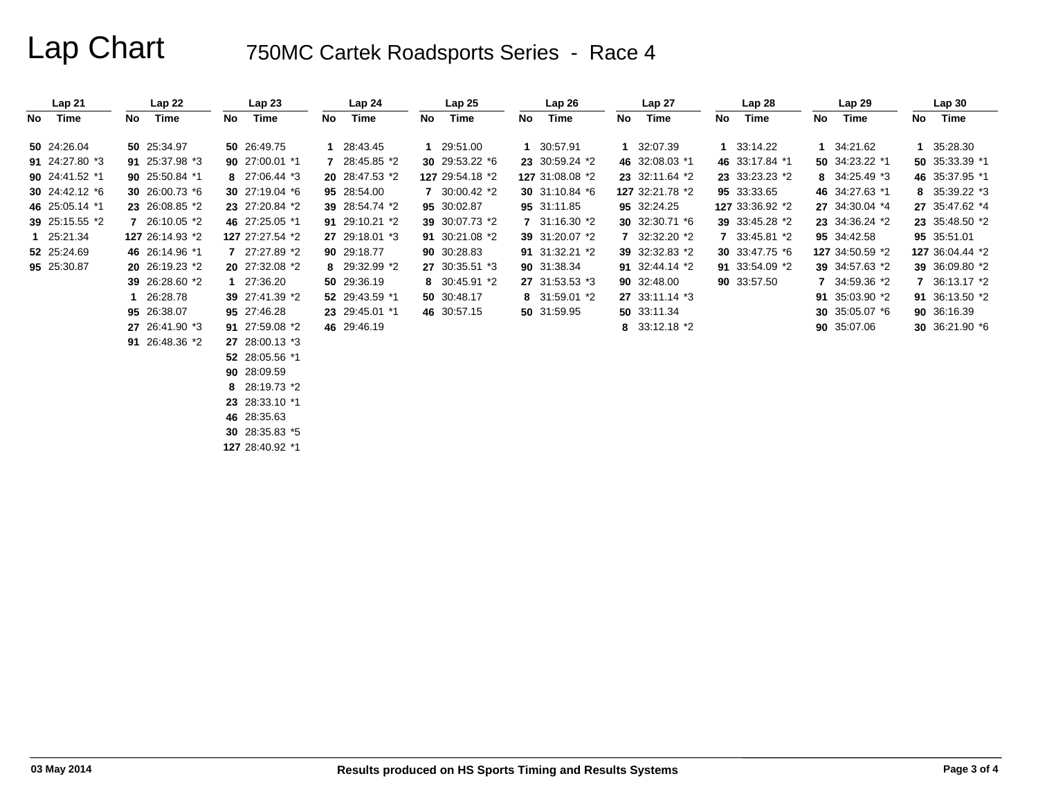# Lap Chart

## 750MC Cartek Roadsports Series - Race 4

| Lap 21 | | Lap 22 | | Lap 23 | | Lap 24 | | Lap 25 | | Lap 26 | | Lap 27 | | Lap 28 | | Lap 29 | | Lap 30 | |
|---|---|---|---|---|---|---|---|---|---|---|---|---|---|---|---|---|---|---|---|
| No | Time | No | Time | No | Time | No | Time | No | Time | No | Time | No | Time | No | Time | No | Time | No | Time |
| 50 | 24:26.04 | 50 | 25:34.97 | 50 | 26:49.75 | 1 | 28:43.45 | 1 | 29:51.00 | 1 | 30:57.91 | 1 | 32:07.39 | 1 | 33:14.22 | 1 | 34:21.62 | 1 | 35:28.30 |
| 91 | 24:27.80 *3 | 91 | 25:37.98 *3 | 90 | 27:00.01 *1 | 7 | 28:45.85 *2 | 30 | 29:53.22 *6 | 23 | 30:59.24 *2 | 46 | 32:08.03 *1 | 46 | 33:17.84 *1 | 50 | 34:23.22 *1 | 50 | 35:33.39 *1 |
| 90 | 24:41.52 *1 | 90 | 25:50.84 *1 | 8 | 27:06.44 *3 | 20 | 28:47.53 *2 | 127 | 29:54.18 *2 | 127 | 31:08.08 *2 | 23 | 32:11.64 *2 | 23 | 33:23.23 *2 | 8 | 34:25.49 *3 | 46 | 35:37.95 *1 |
| 30 | 24:42.12 *6 | 30 | 26:00.73 *6 | 30 | 27:19.04 *6 | 95 | 28:54.00 | 7 | 30:00.42 *2 | 30 | 31:10.84 *6 | 127 | 32:21.78 *2 | 95 | 33:33.65 | 46 | 34:27.63 *1 | 8 | 35:39.22 *3 |
| 46 | 25:05.14 *1 | 23 | 26:08.85 *2 | 23 | 27:20.84 *2 | 39 | 28:54.74 *2 | 95 | 30:02.87 | 95 | 31:11.85 | 95 | 32:24.25 | 127 | 33:36.92 *2 | 27 | 34:30.04 *4 | 27 | 35:47.62 *4 |
| 39 | 25:15.55 *2 | 7 | 26:10.05 *2 | 46 | 27:25.05 *1 | 91 | 29:10.21 *2 | 39 | 30:07.73 *2 | 7 | 31:16.30 *2 | 30 | 32:30.71 *6 | 39 | 33:45.28 *2 | 23 | 34:36.24 *2 | 23 | 35:48.50 *2 |
| 1 | 25:21.34 | 127 | 26:14.93 *2 | 127 | 27:27.54 *2 | 27 | 29:18.01 *3 | 91 | 30:21.08 *2 | 39 | 31:20.07 *2 | 7 | 32:32.20 *2 | 7 | 33:45.81 *2 | 95 | 34:42.58 | 95 | 35:51.01 |
| 52 | 25:24.69 | 46 | 26:14.96 *1 | 7 | 27:27.89 *2 | 90 | 29:18.77 | 90 | 30:28.83 | 91 | 31:32.21 *2 | 39 | 32:32.83 *2 | 30 | 33:47.75 *6 | 127 | 34:50.59 *2 | 127 | 36:04.44 *2 |
| 95 | 25:30.87 | 20 | 26:19.23 *2 | 20 | 27:32.08 *2 | 8 | 29:32.99 *2 | 27 | 30:35.51 *3 | 90 | 31:38.34 | 91 | 32:44.14 *2 | 91 | 33:54.09 *2 | 39 | 34:57.63 *2 | 39 | 36:09.80 *2 |
| | | 39 | 26:28.60 *2 | 1 | 27:36.20 | 50 | 29:36.19 | 8 | 30:45.91 *2 | 27 | 31:53.53 *3 | 90 | 32:48.00 | 90 | 33:57.50 | 7 | 34:59.36 *2 | 7 | 36:13.17 *2 |
| | | 1 | 26:28.78 | 39 | 27:41.39 *2 | 52 | 29:43.59 *1 | 50 | 30:48.17 | 8 | 31:59.01 *2 | 27 | 33:11.14 *3 | | | 91 | 35:03.90 *2 | 91 | 36:13.50 *2 |
| | | 95 | 26:38.07 | 95 | 27:46.28 | 23 | 29:45.01 *1 | 46 | 30:57.15 | 50 | 31:59.95 | 50 | 33:11.34 | | | 30 | 35:05.07 *6 | 90 | 36:16.39 |
| | | 27 | 26:41.90 *3 | 91 | 27:59.08 *2 | 46 | 29:46.19 | | | | | 8 | 33:12.18 *2 | | | 90 | 35:07.06 | 30 | 36:21.90 *6 |
| | | 91 | 26:48.36 *2 | 27 | 28:00.13 *3 | | | | | | | | | | | | | | |
| | | | | 52 | 28:05.56 *1 | | | | | | | | | | | | | | |
| | | | | 90 | 28:09.59 | | | | | | | | | | | | | | |
| | | | | 8 | 28:19.73 *2 | | | | | | | | | | | | | | |
| | | | | 23 | 28:33.10 *1 | | | | | | | | | | | | | | |
| | | | | 46 | 28:35.63 | | | | | | | | | | | | | | |
| | | | | 30 | 28:35.83 *5 | | | | | | | | | | | | | | |
| | | | | 127 | 28:40.92 *1 | | | | | | | | | | | | | | |

03 May 2014 — Results produced on HS Sports Timing and Results Systems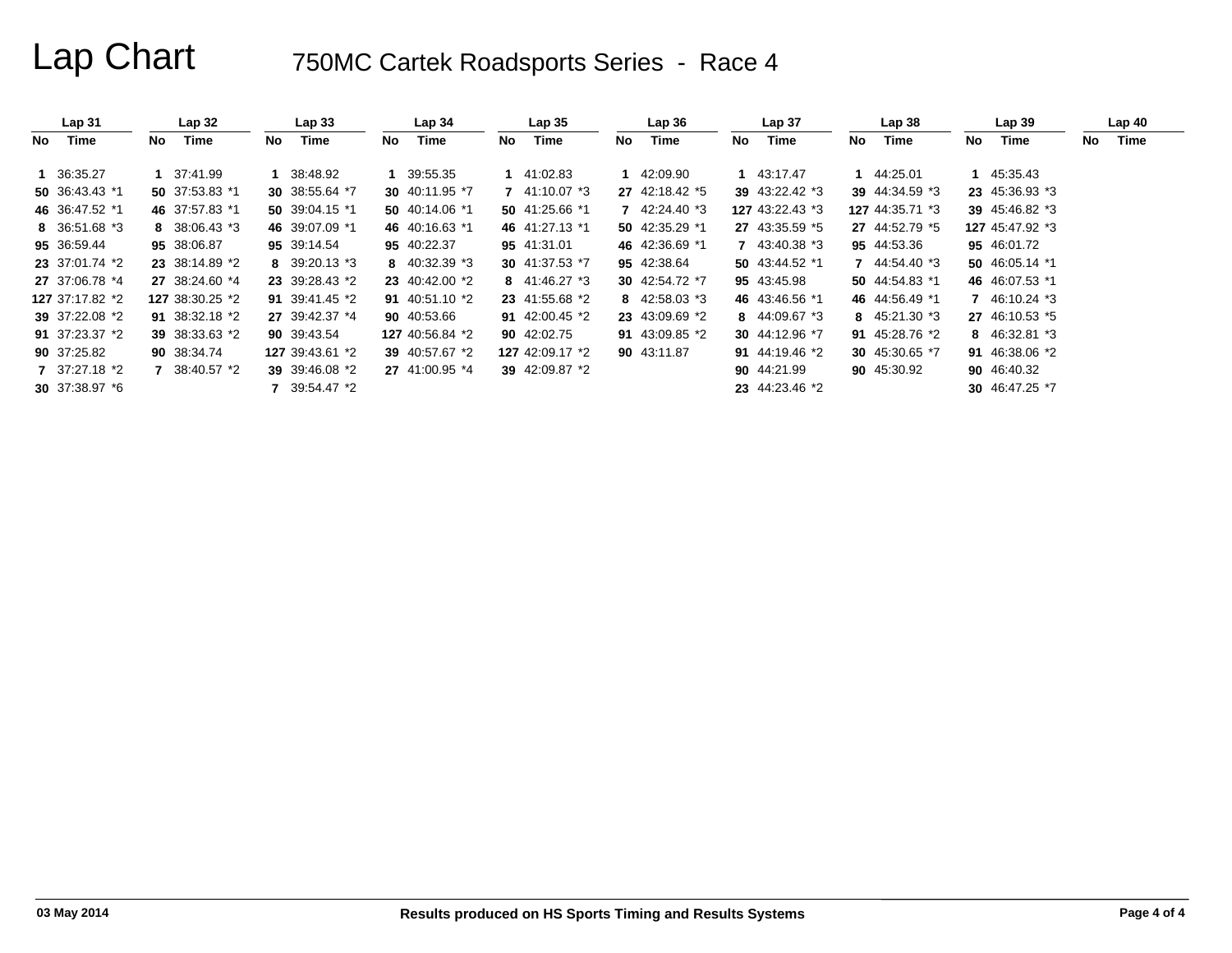# Lap Chart

## 750MC Cartek Roadsports Series - Race 4

| Lap 31 | | Lap 32 | | Lap 33 | | Lap 34 | | Lap 35 | | Lap 36 | | Lap 37 | | Lap 38 | | Lap 39 | | Lap 40 | |
|---|---|---|---|---|---|---|---|---|---|---|---|---|---|---|---|---|---|---|---|
| No | Time | No | Time | No | Time | No | Time | No | Time | No | Time | No | Time | No | Time | No | Time | No | Time |
| 1 | 36:35.27 | 1 | 37:41.99 | 1 | 38:48.92 | 1 | 39:55.35 | 1 | 41:02.83 | 1 | 42:09.90 | 1 | 43:17.47 | 1 | 44:25.01 | 1 | 45:35.43 | | |
| 50 | 36:43.43 *1 | 50 | 37:53.83 *1 | 30 | 38:55.64 *7 | 30 | 40:11.95 *7 | 7 | 41:10.07 *3 | 27 | 42:18.42 *5 | 39 | 43:22.42 *3 | 39 | 44:34.59 *3 | 23 | 45:36.93 *3 | | |
| 46 | 36:47.52 *1 | 46 | 37:57.83 *1 | 50 | 39:04.15 *1 | 50 | 40:14.06 *1 | 50 | 41:25.66 *1 | 7 | 42:24.40 *3 | 127 | 43:22.43 *3 | 127 | 44:35.71 *3 | 39 | 45:46.82 *3 | | |
| 8 | 36:51.68 *3 | 8 | 38:06.43 *3 | 46 | 39:07.09 *1 | 46 | 40:16.63 *1 | 46 | 41:27.13 *1 | 50 | 42:35.29 *1 | 27 | 43:35.59 *5 | 27 | 44:52.79 *5 | 127 | 45:47.92 *3 | | |
| 95 | 36:59.44 | 95 | 38:06.87 | 95 | 39:14.54 | 95 | 40:22.37 | 95 | 41:31.01 | 46 | 42:36.69 *1 | 7 | 43:40.38 *3 | 95 | 44:53.36 | 95 | 46:01.72 | | |
| 23 | 37:01.74 *2 | 23 | 38:14.89 *2 | 8 | 39:20.13 *3 | 8 | 40:32.39 *3 | 30 | 41:37.53 *7 | 95 | 42:38.64 | 50 | 43:44.52 *1 | 7 | 44:54.40 *3 | 50 | 46:05.14 *1 | | |
| 27 | 37:06.78 *4 | 27 | 38:24.60 *4 | 23 | 39:28.43 *2 | 23 | 40:42.00 *2 | 8 | 41:46.27 *3 | 30 | 42:54.72 *7 | 95 | 43:45.98 | 50 | 44:54.83 *1 | 46 | 46:07.53 *1 | | |
| 127 | 37:17.82 *2 | 127 | 38:30.25 *2 | 91 | 39:41.45 *2 | 91 | 40:51.10 *2 | 23 | 41:55.68 *2 | 8 | 42:58.03 *3 | 46 | 43:46.56 *1 | 46 | 44:56.49 *1 | 7 | 46:10.24 *3 | | |
| 39 | 37:22.08 *2 | 91 | 38:32.18 *2 | 27 | 39:42.37 *4 | 90 | 40:53.66 | 91 | 42:00.45 *2 | 23 | 43:09.69 *2 | 8 | 44:09.67 *3 | 8 | 45:21.30 *3 | 27 | 46:10.53 *5 | | |
| 91 | 37:23.37 *2 | 39 | 38:33.63 *2 | 90 | 39:43.54 | 127 | 40:56.84 *2 | 90 | 42:02.75 | 91 | 43:09.85 *2 | 30 | 44:12.96 *7 | 91 | 45:28.76 *2 | 8 | 46:32.81 *3 | | |
| 90 | 37:25.82 | 90 | 38:34.74 | 127 | 39:43.61 *2 | 39 | 40:57.67 *2 | 127 | 42:09.17 *2 | 90 | 43:11.87 | 91 | 44:19.46 *2 | 30 | 45:30.65 *7 | 91 | 46:38.06 *2 | | |
| 7 | 37:27.18 *2 | 7 | 38:40.57 *2 | 39 | 39:46.08 *2 | 27 | 41:00.95 *4 | 39 | 42:09.87 *2 | | | 90 | 44:21.99 | 90 | 45:30.92 | 90 | 46:40.32 | | |
| 30 | 37:38.97 *6 | | | 7 | 39:54.47 *2 | | | | | | | 23 | 44:23.46 *2 | | | 30 | 46:47.25 *7 | | |

03 May 2014 — Results produced on HS Sports Timing and Results Systems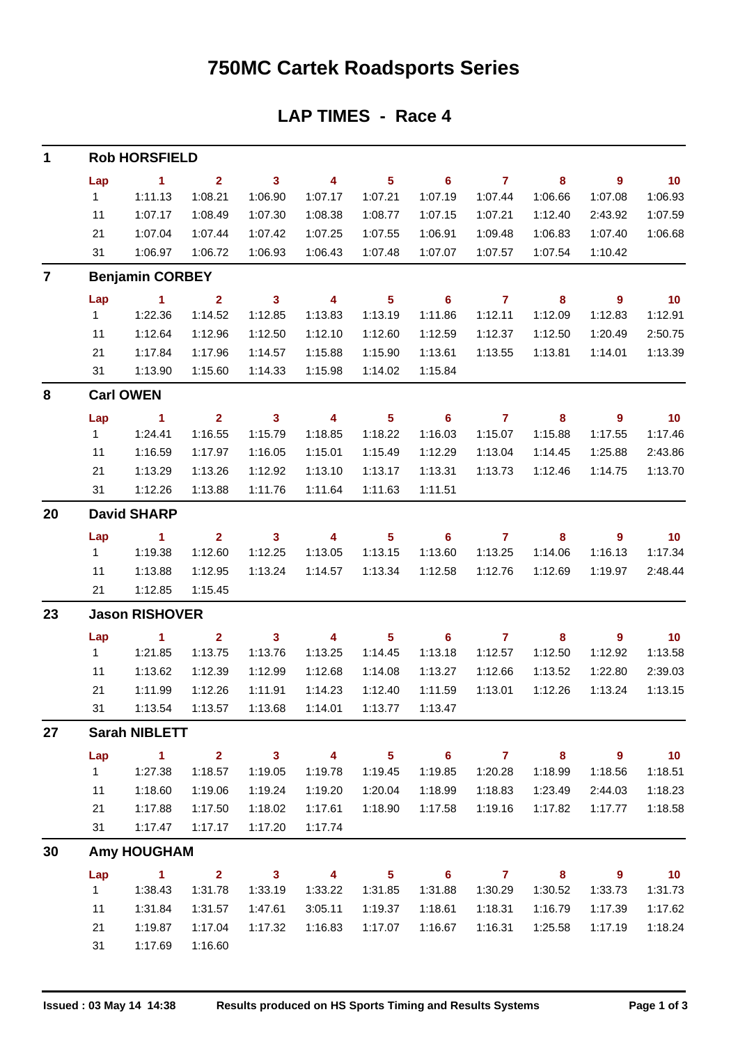# 750MC Cartek Roadsports Series

## LAP TIMES - Race 4

### 1 Rob HORSFIELD

| Lap | 1 | 2 | 3 | 4 | 5 | 6 | 7 | 8 | 9 | 10 |
|---|---|---|---|---|---|---|---|---|---|---|
| 1 | 1:11.13 | 1:08.21 | 1:06.90 | 1:07.17 | 1:07.21 | 1:07.19 | 1:07.44 | 1:06.66 | 1:07.08 | 1:06.93 |
| 11 | 1:07.17 | 1:08.49 | 1:07.30 | 1:08.38 | 1:08.77 | 1:07.15 | 1:07.21 | 1:12.40 | 2:43.92 | 1:07.59 |
| 21 | 1:07.04 | 1:07.44 | 1:07.42 | 1:07.25 | 1:07.55 | 1:06.91 | 1:09.48 | 1:06.83 | 1:07.40 | 1:06.68 |
| 31 | 1:06.97 | 1:06.72 | 1:06.93 | 1:06.43 | 1:07.48 | 1:07.07 | 1:07.57 | 1:07.54 | 1:10.42 | |

### 7 Benjamin CORBEY

| Lap | 1 | 2 | 3 | 4 | 5 | 6 | 7 | 8 | 9 | 10 |
|---|---|---|---|---|---|---|---|---|---|---|
| 1 | 1:22.36 | 1:14.52 | 1:12.85 | 1:13.83 | 1:13.19 | 1:11.86 | 1:12.11 | 1:12.09 | 1:12.83 | 1:12.91 |
| 11 | 1:12.64 | 1:12.96 | 1:12.50 | 1:12.10 | 1:12.60 | 1:12.59 | 1:12.37 | 1:12.50 | 1:20.49 | 2:50.75 |
| 21 | 1:17.84 | 1:17.96 | 1:14.57 | 1:15.88 | 1:15.90 | 1:13.61 | 1:13.55 | 1:13.81 | 1:14.01 | 1:13.39 |
| 31 | 1:13.90 | 1:15.60 | 1:14.33 | 1:15.98 | 1:14.02 | 1:15.84 | | | | |

### 8 Carl OWEN

| Lap | 1 | 2 | 3 | 4 | 5 | 6 | 7 | 8 | 9 | 10 |
|---|---|---|---|---|---|---|---|---|---|---|
| 1 | 1:24.41 | 1:16.55 | 1:15.79 | 1:18.85 | 1:18.22 | 1:16.03 | 1:15.07 | 1:15.88 | 1:17.55 | 1:17.46 |
| 11 | 1:16.59 | 1:17.97 | 1:16.05 | 1:15.01 | 1:15.49 | 1:12.29 | 1:13.04 | 1:14.45 | 1:25.88 | 2:43.86 |
| 21 | 1:13.29 | 1:13.26 | 1:12.92 | 1:13.10 | 1:13.17 | 1:13.31 | 1:13.73 | 1:12.46 | 1:14.75 | 1:13.70 |
| 31 | 1:12.26 | 1:13.88 | 1:11.76 | 1:11.64 | 1:11.63 | 1:11.51 | | | | |

### 20 David SHARP

| Lap | 1 | 2 | 3 | 4 | 5 | 6 | 7 | 8 | 9 | 10 |
|---|---|---|---|---|---|---|---|---|---|---|
| 1 | 1:19.38 | 1:12.60 | 1:12.25 | 1:13.05 | 1:13.15 | 1:13.60 | 1:13.25 | 1:14.06 | 1:16.13 | 1:17.34 |
| 11 | 1:13.88 | 1:12.95 | 1:13.24 | 1:14.57 | 1:13.34 | 1:12.58 | 1:12.76 | 1:12.69 | 1:19.97 | 2:48.44 |
| 21 | 1:12.85 | 1:15.45 | | | | | | | | |

### 23 Jason RISHOVER

| Lap | 1 | 2 | 3 | 4 | 5 | 6 | 7 | 8 | 9 | 10 |
|---|---|---|---|---|---|---|---|---|---|---|
| 1 | 1:21.85 | 1:13.75 | 1:13.76 | 1:13.25 | 1:14.45 | 1:13.18 | 1:12.57 | 1:12.50 | 1:12.92 | 1:13.58 |
| 11 | 1:13.62 | 1:12.39 | 1:12.99 | 1:12.68 | 1:14.08 | 1:13.27 | 1:12.66 | 1:13.52 | 1:22.80 | 2:39.03 |
| 21 | 1:11.99 | 1:12.26 | 1:11.91 | 1:14.23 | 1:12.40 | 1:11.59 | 1:13.01 | 1:12.26 | 1:13.24 | 1:13.15 |
| 31 | 1:13.54 | 1:13.57 | 1:13.68 | 1:14.01 | 1:13.77 | 1:13.47 | | | | |

### 27 Sarah NIBLETT

| Lap | 1 | 2 | 3 | 4 | 5 | 6 | 7 | 8 | 9 | 10 |
|---|---|---|---|---|---|---|---|---|---|---|
| 1 | 1:27.38 | 1:18.57 | 1:19.05 | 1:19.78 | 1:19.45 | 1:19.85 | 1:20.28 | 1:18.99 | 1:18.56 | 1:18.51 |
| 11 | 1:18.60 | 1:19.06 | 1:19.24 | 1:19.20 | 1:20.04 | 1:18.99 | 1:18.83 | 1:23.49 | 2:44.03 | 1:18.23 |
| 21 | 1:17.88 | 1:17.50 | 1:18.02 | 1:17.61 | 1:18.90 | 1:17.58 | 1:19.16 | 1:17.82 | 1:17.77 | 1:18.58 |
| 31 | 1:17.47 | 1:17.17 | 1:17.20 | 1:17.74 | | | | | | |

### 30 Amy HOUGHAM

| Lap | 1 | 2 | 3 | 4 | 5 | 6 | 7 | 8 | 9 | 10 |
|---|---|---|---|---|---|---|---|---|---|---|
| 1 | 1:38.43 | 1:31.78 | 1:33.19 | 1:33.22 | 1:31.85 | 1:31.88 | 1:30.29 | 1:30.52 | 1:33.73 | 1:31.73 |
| 11 | 1:31.84 | 1:31.57 | 1:47.61 | 3:05.11 | 1:19.37 | 1:18.61 | 1:18.31 | 1:16.79 | 1:17.39 | 1:17.62 |
| 21 | 1:19.87 | 1:17.04 | 1:17.32 | 1:16.83 | 1:17.07 | 1:16.67 | 1:16.31 | 1:25.58 | 1:17.19 | 1:18.24 |
| 31 | 1:17.69 | 1:16.60 | | | | | | | | |

Issued : 03 May 14 14:38 Results produced on HS Sports Timing and Results Systems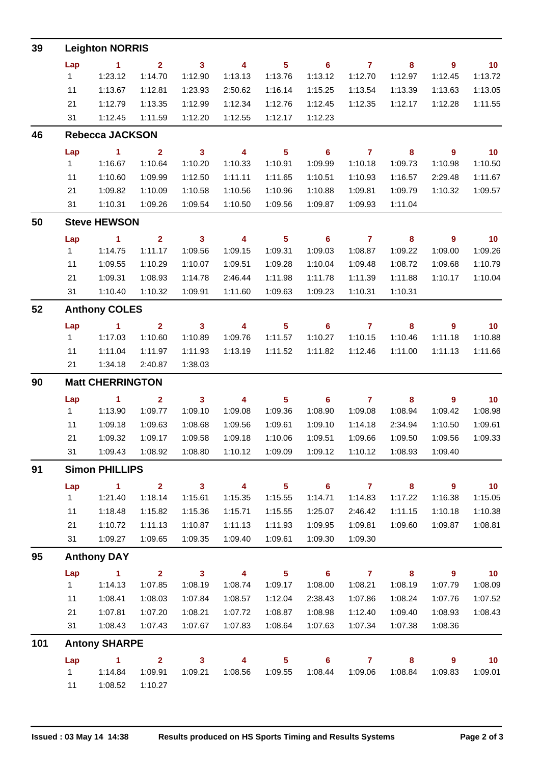## 39 Leighton NORRIS

| Lap | 1 | 2 | 3 | 4 | 5 | 6 | 7 | 8 | 9 | 10 |
|---|---|---|---|---|---|---|---|---|---|---|
| 1 | 1:23.12 | 1:14.70 | 1:12.90 | 1:13.13 | 1:13.76 | 1:13.12 | 1:12.70 | 1:12.97 | 1:12.45 | 1:13.72 |
| 11 | 1:13.67 | 1:12.81 | 1:23.93 | 2:50.62 | 1:16.14 | 1:15.25 | 1:13.54 | 1:13.39 | 1:13.63 | 1:13.05 |
| 21 | 1:12.79 | 1:13.35 | 1:12.99 | 1:12.34 | 1:12.76 | 1:12.45 | 1:12.35 | 1:12.17 | 1:12.28 | 1:11.55 |
| 31 | 1:12.45 | 1:11.59 | 1:12.20 | 1:12.55 | 1:12.17 | 1:12.23 | | | | |

## 46 Rebecca JACKSON

| Lap | 1 | 2 | 3 | 4 | 5 | 6 | 7 | 8 | 9 | 10 |
|---|---|---|---|---|---|---|---|---|---|---|
| 1 | 1:16.67 | 1:10.64 | 1:10.20 | 1:10.33 | 1:10.91 | 1:09.99 | 1:10.18 | 1:09.73 | 1:10.98 | 1:10.50 |
| 11 | 1:10.60 | 1:09.99 | 1:12.50 | 1:11.11 | 1:11.65 | 1:10.51 | 1:10.93 | 1:16.57 | 2:29.48 | 1:11.67 |
| 21 | 1:09.82 | 1:10.09 | 1:10.58 | 1:10.56 | 1:10.96 | 1:10.88 | 1:09.81 | 1:09.79 | 1:10.32 | 1:09.57 |
| 31 | 1:10.31 | 1:09.26 | 1:09.54 | 1:10.50 | 1:09.56 | 1:09.87 | 1:09.93 | 1:11.04 | | |

## 50 Steve HEWSON

| Lap | 1 | 2 | 3 | 4 | 5 | 6 | 7 | 8 | 9 | 10 |
|---|---|---|---|---|---|---|---|---|---|---|
| 1 | 1:14.75 | 1:11.17 | 1:09.56 | 1:09.15 | 1:09.31 | 1:09.03 | 1:08.87 | 1:09.22 | 1:09.00 | 1:09.26 |
| 11 | 1:09.55 | 1:10.29 | 1:10.07 | 1:09.51 | 1:09.28 | 1:10.04 | 1:09.48 | 1:08.72 | 1:09.68 | 1:10.79 |
| 21 | 1:09.31 | 1:08.93 | 1:14.78 | 2:46.44 | 1:11.98 | 1:11.78 | 1:11.39 | 1:11.88 | 1:10.17 | 1:10.04 |
| 31 | 1:10.40 | 1:10.32 | 1:09.91 | 1:11.60 | 1:09.63 | 1:09.23 | 1:10.31 | 1:10.31 | | |

## 52 Anthony COLES

| Lap | 1 | 2 | 3 | 4 | 5 | 6 | 7 | 8 | 9 | 10 |
|---|---|---|---|---|---|---|---|---|---|---|
| 1 | 1:17.03 | 1:10.60 | 1:10.89 | 1:09.76 | 1:11.57 | 1:10.27 | 1:10.15 | 1:10.46 | 1:11.18 | 1:10.88 |
| 11 | 1:11.04 | 1:11.97 | 1:11.93 | 1:13.19 | 1:11.52 | 1:11.82 | 1:12.46 | 1:11.00 | 1:11.13 | 1:11.66 |
| 21 | 1:34.18 | 2:40.87 | 1:38.03 | | | | | | | |

## 90 Matt CHERRINGTON

| Lap | 1 | 2 | 3 | 4 | 5 | 6 | 7 | 8 | 9 | 10 |
|---|---|---|---|---|---|---|---|---|---|---|
| 1 | 1:13.90 | 1:09.77 | 1:09.10 | 1:09.08 | 1:09.36 | 1:08.90 | 1:09.08 | 1:08.94 | 1:09.42 | 1:08.98 |
| 11 | 1:09.18 | 1:09.63 | 1:08.68 | 1:09.56 | 1:09.61 | 1:09.10 | 1:14.18 | 2:34.94 | 1:10.50 | 1:09.61 |
| 21 | 1:09.32 | 1:09.17 | 1:09.58 | 1:09.18 | 1:10.06 | 1:09.51 | 1:09.66 | 1:09.50 | 1:09.56 | 1:09.33 |
| 31 | 1:09.43 | 1:08.92 | 1:08.80 | 1:10.12 | 1:09.09 | 1:09.12 | 1:10.12 | 1:08.93 | 1:09.40 | |

## 91 Simon PHILLIPS

| Lap | 1 | 2 | 3 | 4 | 5 | 6 | 7 | 8 | 9 | 10 |
|---|---|---|---|---|---|---|---|---|---|---|
| 1 | 1:21.40 | 1:18.14 | 1:15.61 | 1:15.35 | 1:15.55 | 1:14.71 | 1:14.83 | 1:17.22 | 1:16.38 | 1:15.05 |
| 11 | 1:18.48 | 1:15.82 | 1:15.36 | 1:15.71 | 1:15.55 | 1:25.07 | 2:46.42 | 1:11.15 | 1:10.18 | 1:10.38 |
| 21 | 1:10.72 | 1:11.13 | 1:10.87 | 1:11.13 | 1:11.93 | 1:09.95 | 1:09.81 | 1:09.60 | 1:09.87 | 1:08.81 |
| 31 | 1:09.27 | 1:09.65 | 1:09.35 | 1:09.40 | 1:09.61 | 1:09.30 | 1:09.30 | | | |

## 95 Anthony DAY

| Lap | 1 | 2 | 3 | 4 | 5 | 6 | 7 | 8 | 9 | 10 |
|---|---|---|---|---|---|---|---|---|---|---|
| 1 | 1:14.13 | 1:07.85 | 1:08.19 | 1:08.74 | 1:09.17 | 1:08.00 | 1:08.21 | 1:08.19 | 1:07.79 | 1:08.09 |
| 11 | 1:08.41 | 1:08.03 | 1:07.84 | 1:08.57 | 1:12.04 | 2:38.43 | 1:07.86 | 1:08.24 | 1:07.76 | 1:07.52 |
| 21 | 1:07.81 | 1:07.20 | 1:08.21 | 1:07.72 | 1:08.87 | 1:08.98 | 1:12.40 | 1:09.40 | 1:08.93 | 1:08.43 |
| 31 | 1:08.43 | 1:07.43 | 1:07.67 | 1:07.83 | 1:08.64 | 1:07.63 | 1:07.34 | 1:07.38 | 1:08.36 | |

## 101 Antony SHARPE

| Lap | 1 | 2 | 3 | 4 | 5 | 6 | 7 | 8 | 9 | 10 |
|---|---|---|---|---|---|---|---|---|---|---|
| 1 | 1:14.84 | 1:09.91 | 1:09.21 | 1:08.56 | 1:09.55 | 1:08.44 | 1:09.06 | 1:08.84 | 1:09.83 | 1:09.01 |
| 11 | 1:08.52 | 1:10.27 | | | | | | | | |

**Issued : 03 May 14 14:38** **Results produced on HS Sports Timing and Results Systems**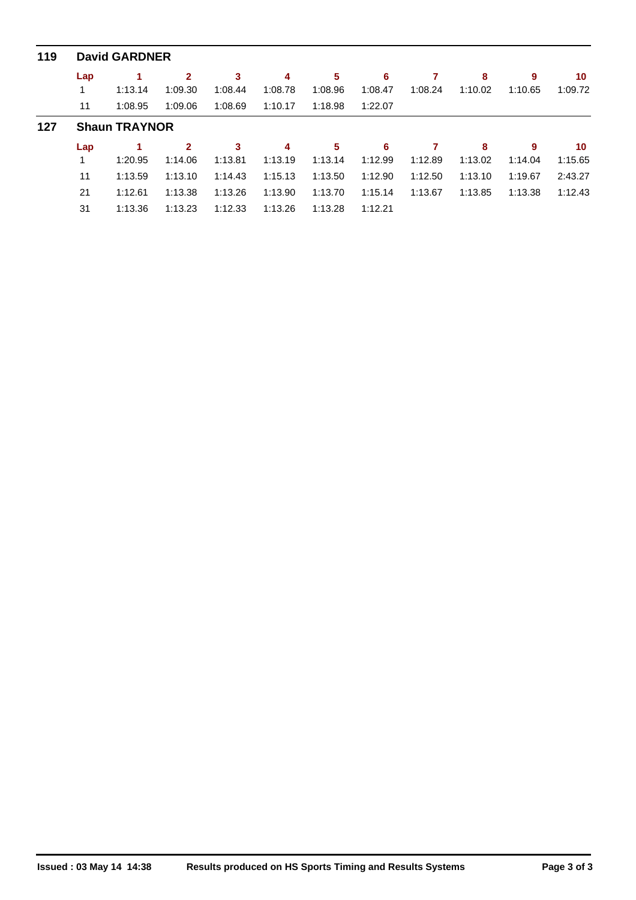## 119 David GARDNER

| Lap | 1 | 2 | 3 | 4 | 5 | 6 | 7 | 8 | 9 | 10 |
|---|---|---|---|---|---|---|---|---|---|---|
| 1 | 1:13.14 | 1:09.30 | 1:08.44 | 1:08.78 | 1:08.96 | 1:08.47 | 1:08.24 | 1:10.02 | 1:10.65 | 1:09.72 |
| 11 | 1:08.95 | 1:09.06 | 1:08.69 | 1:10.17 | 1:18.98 | 1:22.07 | | | | |

## 127 Shaun TRAYNOR

| Lap | 1 | 2 | 3 | 4 | 5 | 6 | 7 | 8 | 9 | 10 |
|---|---|---|---|---|---|---|---|---|---|---|
| 1 | 1:20.95 | 1:14.06 | 1:13.81 | 1:13.19 | 1:13.14 | 1:12.99 | 1:12.89 | 1:13.02 | 1:14.04 | 1:15.65 |
| 11 | 1:13.59 | 1:13.10 | 1:14.43 | 1:15.13 | 1:13.50 | 1:12.90 | 1:12.50 | 1:13.10 | 1:19.67 | 2:43.27 |
| 21 | 1:12.61 | 1:13.38 | 1:13.26 | 1:13.90 | 1:13.70 | 1:15.14 | 1:13.67 | 1:13.85 | 1:13.38 | 1:12.43 |
| 31 | 1:13.36 | 1:13.23 | 1:12.33 | 1:13.26 | 1:13.28 | 1:12.21 | | | | |

Issued : 03 May 14 14:38 Results produced on HS Sports Timing and Results Systems